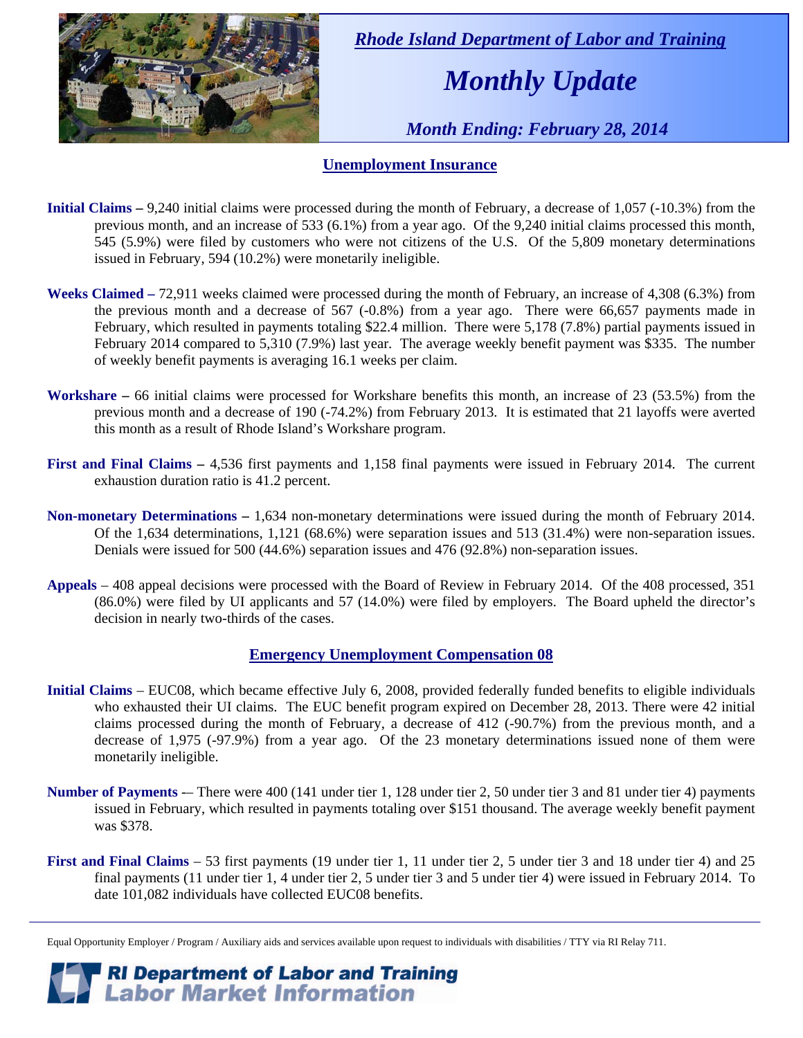*Rhode Island Department of Labor and Training*

# *Monthly Update*

*Month Ending: February 28, 2014*

## Unemployment Insurance

**Initial Claims –** 9,240 initial claims were processed during the month of February, a decrease of 1,057 (-10.3%) from the previous month, and an increase of 533 (6.1%) from a year ago. Of the 9,240 initial claims processed this month, 545 (5.9%) were filed by customers who were not citizens of the U.S. Of the 5,809 monetary determinations issued in February, 594 (10.2%) were monetarily ineligible.

**Weeks Claimed –** 72,911 weeks claimed were processed during the month of February, an increase of 4,308 (6.3%) from the previous month and a decrease of 567 (-0.8%) from a year ago. There were 66,657 payments made in February, which resulted in payments totaling $22.4 million. There were 5,178 (7.8%) partial payments issued in February 2014 compared to 5,310 (7.9%) last year. The average weekly benefit payment was $335. The number of weekly benefit payments is averaging 16.1 weeks per claim.

**Workshare –** 66 initial claims were processed for Workshare benefits this month, an increase of 23 (53.5%) from the previous month and a decrease of 190 (-74.2%) from February 2013. It is estimated that 21 layoffs were averted this month as a result of Rhode Island's Workshare program.

**First and Final Claims –** 4,536 first payments and 1,158 final payments were issued in February 2014. The current exhaustion duration ratio is 41.2 percent.

**Non-monetary Determinations –** 1,634 non-monetary determinations were issued during the month of February 2014. Of the 1,634 determinations, 1,121 (68.6%) were separation issues and 513 (31.4%) were non-separation issues. Denials were issued for 500 (44.6%) separation issues and 476 (92.8%) non-separation issues.

**Appeals** – 408 appeal decisions were processed with the Board of Review in February 2014. Of the 408 processed, 351 (86.0%) were filed by UI applicants and 57 (14.0%) were filed by employers. The Board upheld the director's decision in nearly two-thirds of the cases.

## Emergency Unemployment Compensation 08

**Initial Claims** – EUC08, which became effective July 6, 2008, provided federally funded benefits to eligible individuals who exhausted their UI claims. The EUC benefit program expired on December 28, 2013. There were 42 initial claims processed during the month of February, a decrease of 412 (-90.7%) from the previous month, and a decrease of 1,975 (-97.9%) from a year ago. Of the 23 monetary determinations issued none of them were monetarily ineligible.

**Number of Payments** -– There were 400 (141 under tier 1, 128 under tier 2, 50 under tier 3 and 81 under tier 4) payments issued in February, which resulted in payments totaling over $151 thousand. The average weekly benefit payment was $378.

**First and Final Claims** – 53 first payments (19 under tier 1, 11 under tier 2, 5 under tier 3 and 18 under tier 4) and 25 final payments (11 under tier 1, 4 under tier 2, 5 under tier 3 and 5 under tier 4) were issued in February 2014. To date 101,082 individuals have collected EUC08 benefits.

Equal Opportunity Employer / Program / Auxiliary aids and services available upon request to individuals with disabilities / TTY via RI Relay 711.

**RI Department of Labor and Training**
**Labor Market Information**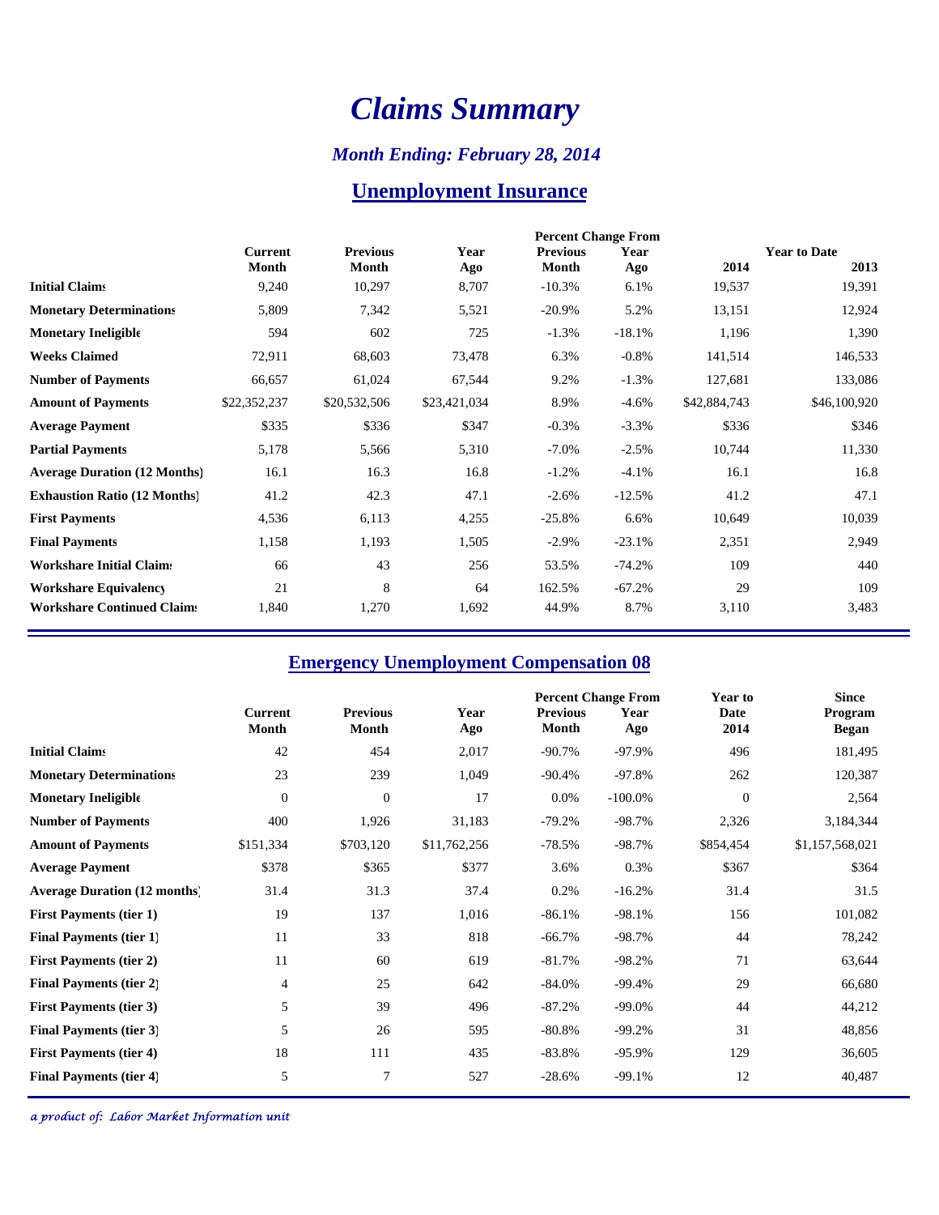# *Claims Summary*

### *Month Ending: February 28, 2014*

## Unemployment Insurance

| | Current Month | Previous Month | Year Ago | Percent Change From Previous Month | Percent Change From Year Ago | Year to Date 2014 | Year to Date 2013 |
|---|---|---|---|---|---|---|---|
| **Initial Claims** | 9,240 | 10,297 | 8,707 | -10.3% | 6.1% | 19,537 | 19,391 |
| **Monetary Determinations** | 5,809 | 7,342 | 5,521 | -20.9% | 5.2% | 13,151 | 12,924 |
| **Monetary Ineligible** | 594 | 602 | 725 | -1.3% | -18.1% | 1,196 | 1,390 |
| **Weeks Claimed** | 72,911 | 68,603 | 73,478 | 6.3% | -0.8% | 141,514 | 146,533 |
| **Number of Payments** | 66,657 | 61,024 | 67,544 | 9.2% | -1.3% | 127,681 | 133,086 |
| **Amount of Payments** | $22,352,237 | $20,532,506 | $23,421,034 | 8.9% | -4.6% | $42,884,743 | $46,100,920 |
| **Average Payment** | $335 | $336 | $347 | -0.3% | -3.3% | $336 | $346 |
| **Partial Payments** | 5,178 | 5,566 | 5,310 | -7.0% | -2.5% | 10,744 | 11,330 |
| **Average Duration (12 Months)** | 16.1 | 16.3 | 16.8 | -1.2% | -4.1% | 16.1 | 16.8 |
| **Exhaustion Ratio (12 Months)** | 41.2 | 42.3 | 47.1 | -2.6% | -12.5% | 41.2 | 47.1 |
| **First Payments** | 4,536 | 6,113 | 4,255 | -25.8% | 6.6% | 10,649 | 10,039 |
| **Final Payments** | 1,158 | 1,193 | 1,505 | -2.9% | -23.1% | 2,351 | 2,949 |
| **Workshare Initial Claims** | 66 | 43 | 256 | 53.5% | -74.2% | 109 | 440 |
| **Workshare Equivalency** | 21 | 8 | 64 | 162.5% | -67.2% | 29 | 109 |
| **Workshare Continued Claims** | 1,840 | 1,270 | 1,692 | 44.9% | 8.7% | 3,110 | 3,483 |

## Emergency Unemployment Compensation 08

| | Current Month | Previous Month | Year Ago | Percent Change From Previous Month | Percent Change From Year Ago | Year to Date 2014 | Since Program Began |
|---|---|---|---|---|---|---|---|
| **Initial Claims** | 42 | 454 | 2,017 | -90.7% | -97.9% | 496 | 181,495 |
| **Monetary Determinations** | 23 | 239 | 1,049 | -90.4% | -97.8% | 262 | 120,387 |
| **Monetary Ineligible** | 0 | 0 | 17 | 0.0% | -100.0% | 0 | 2,564 |
| **Number of Payments** | 400 | 1,926 | 31,183 | -79.2% | -98.7% | 2,326 | 3,184,344 |
| **Amount of Payments** | $151,334 | $703,120 | $11,762,256 | -78.5% | -98.7% | $854,454 | $1,157,568,021 |
| **Average Payment** | $378 | $365 | $377 | 3.6% | 0.3% | $367 | $364 |
| **Average Duration (12 months)** | 31.4 | 31.3 | 37.4 | 0.2% | -16.2% | 31.4 | 31.5 |
| **First Payments (tier 1)** | 19 | 137 | 1,016 | -86.1% | -98.1% | 156 | 101,082 |
| **Final Payments (tier 1)** | 11 | 33 | 818 | -66.7% | -98.7% | 44 | 78,242 |
| **First Payments (tier 2)** | 11 | 60 | 619 | -81.7% | -98.2% | 71 | 63,644 |
| **Final Payments (tier 2)** | 4 | 25 | 642 | -84.0% | -99.4% | 29 | 66,680 |
| **First Payments (tier 3)** | 5 | 39 | 496 | -87.2% | -99.0% | 44 | 44,212 |
| **Final Payments (tier 3)** | 5 | 26 | 595 | -80.8% | -99.2% | 31 | 48,856 |
| **First Payments (tier 4)** | 18 | 111 | 435 | -83.8% | -95.9% | 129 | 36,605 |
| **Final Payments (tier 4)** | 5 | 7 | 527 | -28.6% | -99.1% | 12 | 40,487 |

*a product of: Labor Market Information unit*